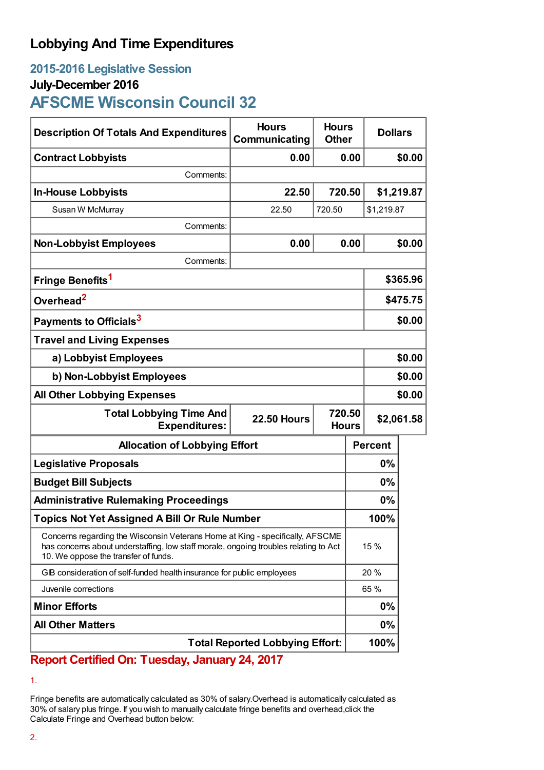# Lobbying And Time Expenditures

## 2015-2016 Legislative Session

### July-December 2016

## AFSCME Wisconsin Council 32

| Description Of Totals And Expenditures | Hours Communicating | Hours Other | Dollars |
|---|---|---|---|
| **Contract Lobbyists** | **0.00** | **0.00** | **$0.00** |
| Comments: | | | |
| **In-House Lobbyists** | **22.50** | **720.50** | **$1,219.87** |
| Susan W McMurray | 22.50 | 720.50 | $1,219.87 |
| Comments: | | | |
| **Non-Lobbyist Employees** | **0.00** | **0.00** | **$0.00** |
| Comments: | | | |
| **Fringe Benefits**[1] | | | **$365.96** |
| **Overhead**[2] | | | **$475.75** |
| **Payments to Officials**[3] | | | **$0.00** |
| **Travel and Living Expenses** | | | |
| **a) Lobbyist Employees** | | | **$0.00** |
| **b) Non-Lobbyist Employees** | | | **$0.00** |
| **All Other Lobbying Expenses** | | | **$0.00** |
| **Total Lobbying Time And Expenditures:** | **22.50 Hours** | **720.50 Hours** | **$2,061.58** |

| Allocation of Lobbying Effort | Percent |
|---|---|
| **Legislative Proposals** | **0%** |
| **Budget Bill Subjects** | **0%** |
| **Administrative Rulemaking Proceedings** | **0%** |
| **Topics Not Yet Assigned A Bill Or Rule Number** | **100%** |
| Concerns regarding the Wisconsin Veterans Home at King - specifically, AFSCME has concerns about understaffing, low staff morale, ongoing troubles relating to Act 10. We oppose the transfer of funds. | 15 % |
| GIB consideration of self-funded health insurance for public employees | 20 % |
| Juvenile corrections | 65 % |
| **Minor Efforts** | **0%** |
| **All Other Matters** | **0%** |
| **Total Reported Lobbying Effort:** | **100%** |

**Report Certified On: Tuesday, January 24, 2017**

1.

Fringe benefits are automatically calculated as 30% of salary.Overhead is automatically calculated as 30% of salary plus fringe. If you wish to manually calculate fringe benefits and overhead,click the Calculate Fringe and Overhead button below:

2.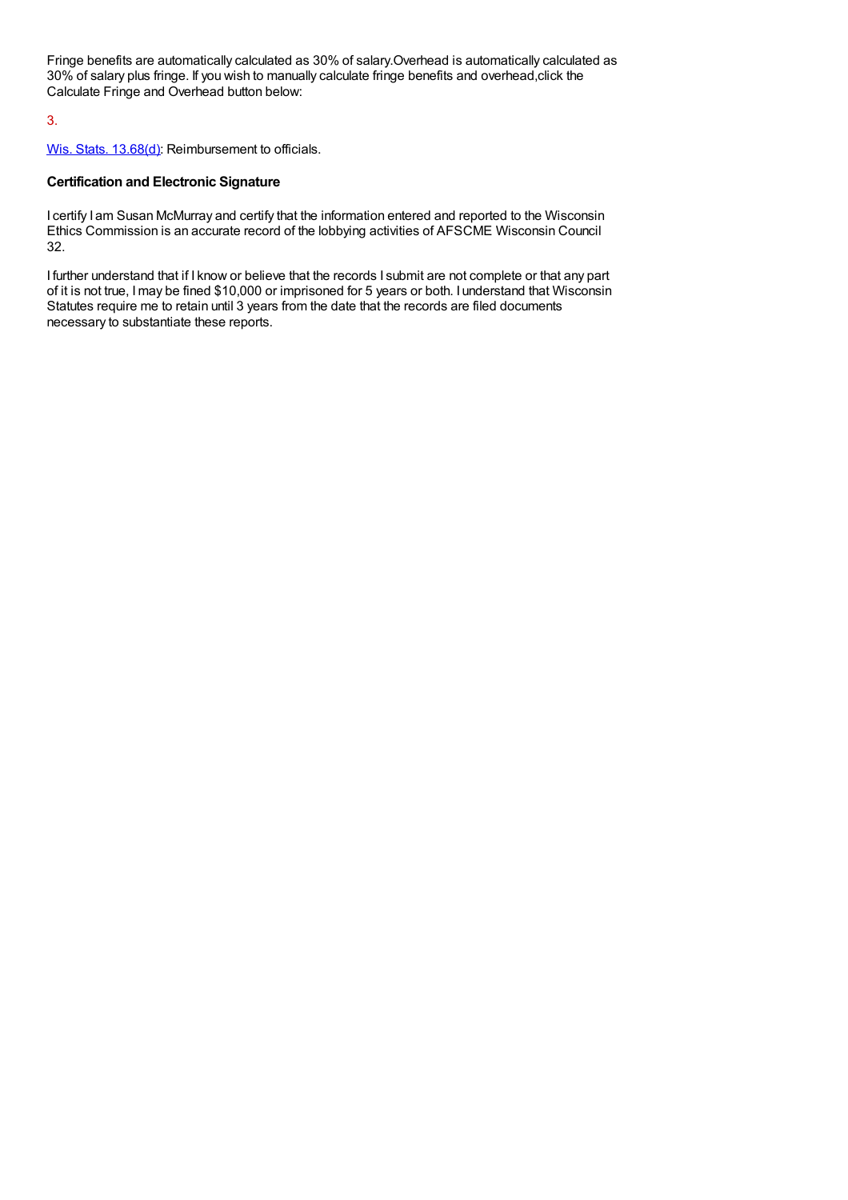Fringe benefits are automatically calculated as 30% of salary.Overhead is automatically calculated as 30% of salary plus fringe. If you wish to manually calculate fringe benefits and overhead,click the Calculate Fringe and Overhead button below:

3.

Wis. Stats. 13.68(d): Reimbursement to officials.

**Certification and Electronic Signature**

I certify I am Susan McMurray and certify that the information entered and reported to the Wisconsin Ethics Commission is an accurate record of the lobbying activities of AFSCME Wisconsin Council 32.

I further understand that if I know or believe that the records I submit are not complete or that any part of it is not true, I may be fined $10,000 or imprisoned for 5 years or both. I understand that Wisconsin Statutes require me to retain until 3 years from the date that the records are filed documents necessary to substantiate these reports.